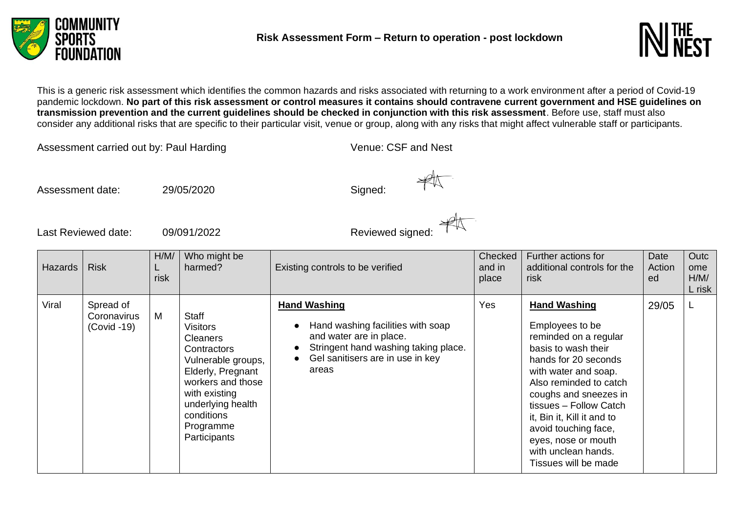**Risk Assessment Form – Return to operation - post lockdown**

This is a generic risk assessment which identifies the common hazards and risks associated with returning to a work environment after a period of Covid-19 pandemic lockdown. **No part of this risk assessment or control measures it contains should contravene current government and HSE guidelines on transmission prevention and the current guidelines should be checked in conjunction with this risk assessment**. Before use, staff must also consider any additional risks that are specific to their particular visit, venue or group, along with any risks that might affect vulnerable staff or participants.

Assessment carried out by: Paul Harding

Venue: CSF and Nest

Assessment date: 29/05/2020

Signed:

Last Reviewed date: 09/091/2022

Reviewed signed:

| Hazards | Risk | H/M/L risk | Who might be harmed? | Existing controls to be verified | Checked and in place | Further actions for additional controls for the risk | Date Actioned | Outcome H/M/L risk |
|---|---|---|---|---|---|---|---|---|
| Viral | Spread of Coronavirus (Covid -19) | M | Staff<br>Visitors<br>Cleaners<br>Contractors<br>Vulnerable groups, Elderly, Pregnant workers and those with existing underlying health conditions<br>Programme Participants | **Hand Washing**<br>• Hand washing facilities with soap and water are in place.<br>• Stringent hand washing taking place.<br>• Gel sanitisers are in use in key areas | Yes | **Hand Washing**<br>Employees to be reminded on a regular basis to wash their hands for 20 seconds with water and soap. Also reminded to catch coughs and sneezes in tissues – Follow Catch it, Bin it, Kill it and to avoid touching face, eyes, nose or mouth with unclean hands. Tissues will be made | 29/05 | L |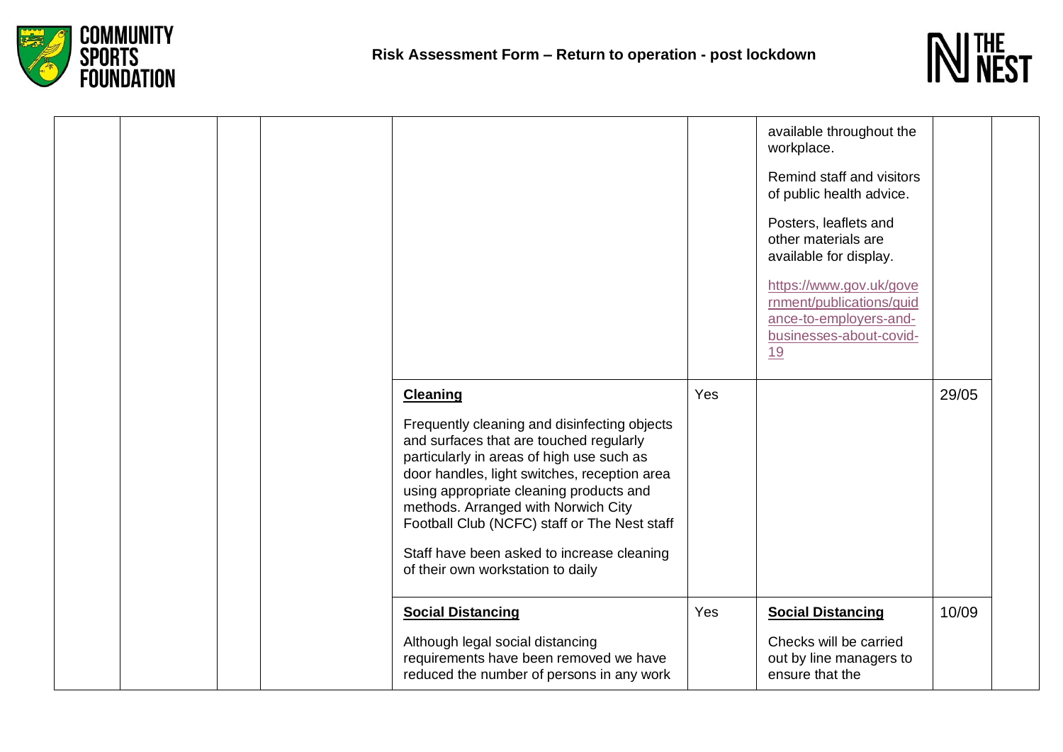## Risk Assessment Form – Return to operation - post lockdown

| | | | | | | | | |
|---|---|---|---|---|---|---|---|---|
| | | | | | | available throughout the workplace.<br><br>Remind staff and visitors of public health advice.<br><br>Posters, leaflets and other materials are available for display.<br><br>https://www.gov.uk/government/publications/guidance-to-employers-and-businesses-about-covid-19 | | |
| | | | | **Cleaning**<br><br>Frequently cleaning and disinfecting objects and surfaces that are touched regularly particularly in areas of high use such as door handles, light switches, reception area using appropriate cleaning products and methods. Arranged with Norwich City Football Club (NCFC) staff or The Nest staff<br><br>Staff have been asked to increase cleaning of their own workstation to daily | Yes | | 29/05 | |
| | | | | **Social Distancing**<br><br>Although legal social distancing requirements have been removed we have reduced the number of persons in any work | Yes | **Social Distancing**<br><br>Checks will be carried out by line managers to ensure that the | 10/09 | |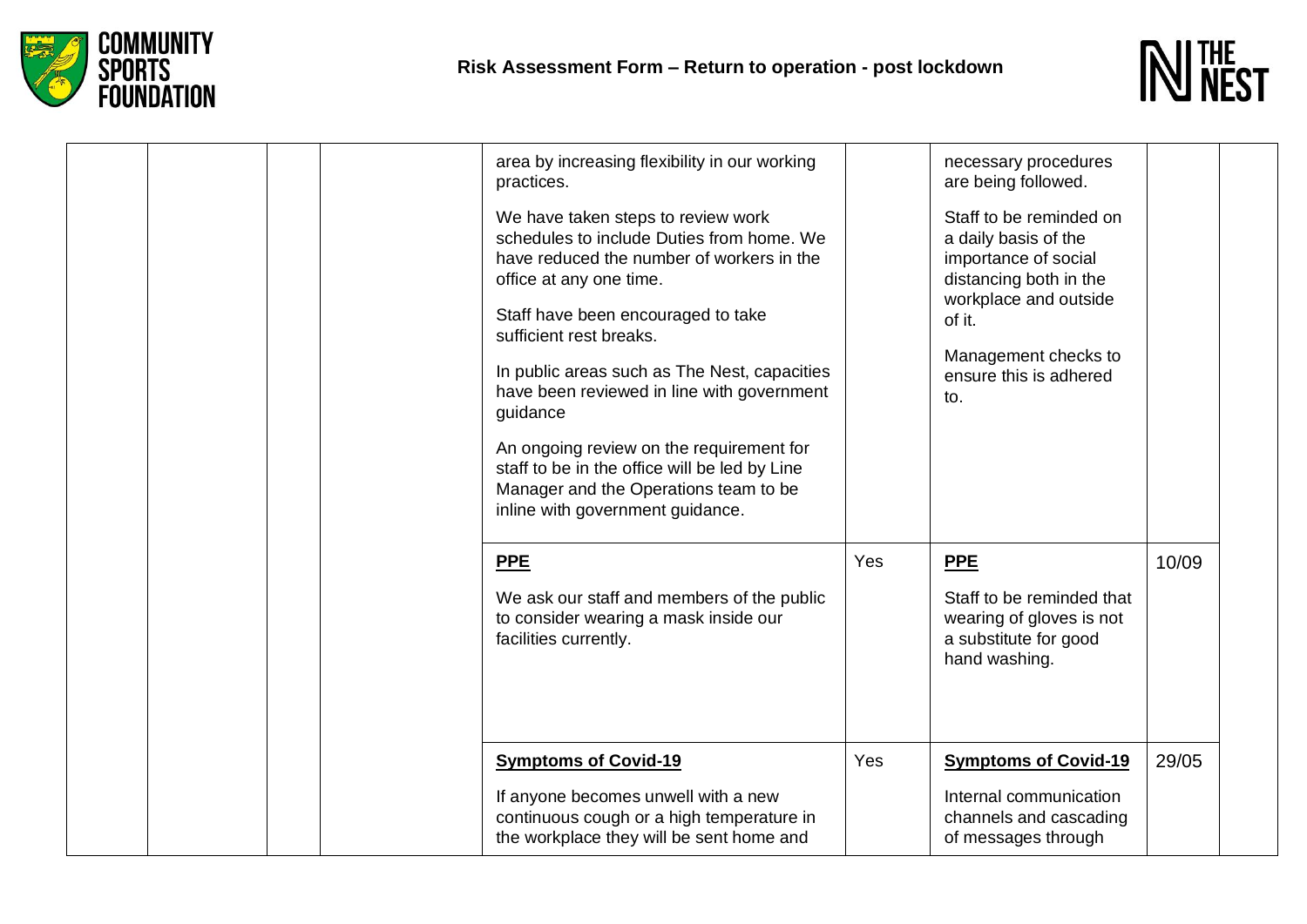| | | | | | | | | |
|---|---|---|---|---|---|---|---|---|
| | | | | area by increasing flexibility in our working practices.<br><br>We have taken steps to review work schedules to include Duties from home. We have reduced the number of workers in the office at any one time.<br><br>Staff have been encouraged to take sufficient rest breaks.<br><br>In public areas such as The Nest, capacities have been reviewed in line with government guidance<br><br>An ongoing review on the requirement for staff to be in the office will be led by Line Manager and the Operations team to be inline with government guidance. | | necessary procedures are being followed.<br><br>Staff to be reminded on a daily basis of the importance of social distancing both in the workplace and outside of it.<br><br>Management checks to ensure this is adhered to. | | |
| | | | | **PPE**<br><br>We ask our staff and members of the public to consider wearing a mask inside our facilities currently. | Yes | **PPE**<br><br>Staff to be reminded that wearing of gloves is not a substitute for good hand washing. | 10/09 | |
| | | | | **Symptoms of Covid-19**<br><br>If anyone becomes unwell with a new continuous cough or a high temperature in the workplace they will be sent home and | Yes | **Symptoms of Covid-19**<br><br>Internal communication channels and cascading of messages through | 29/05 | |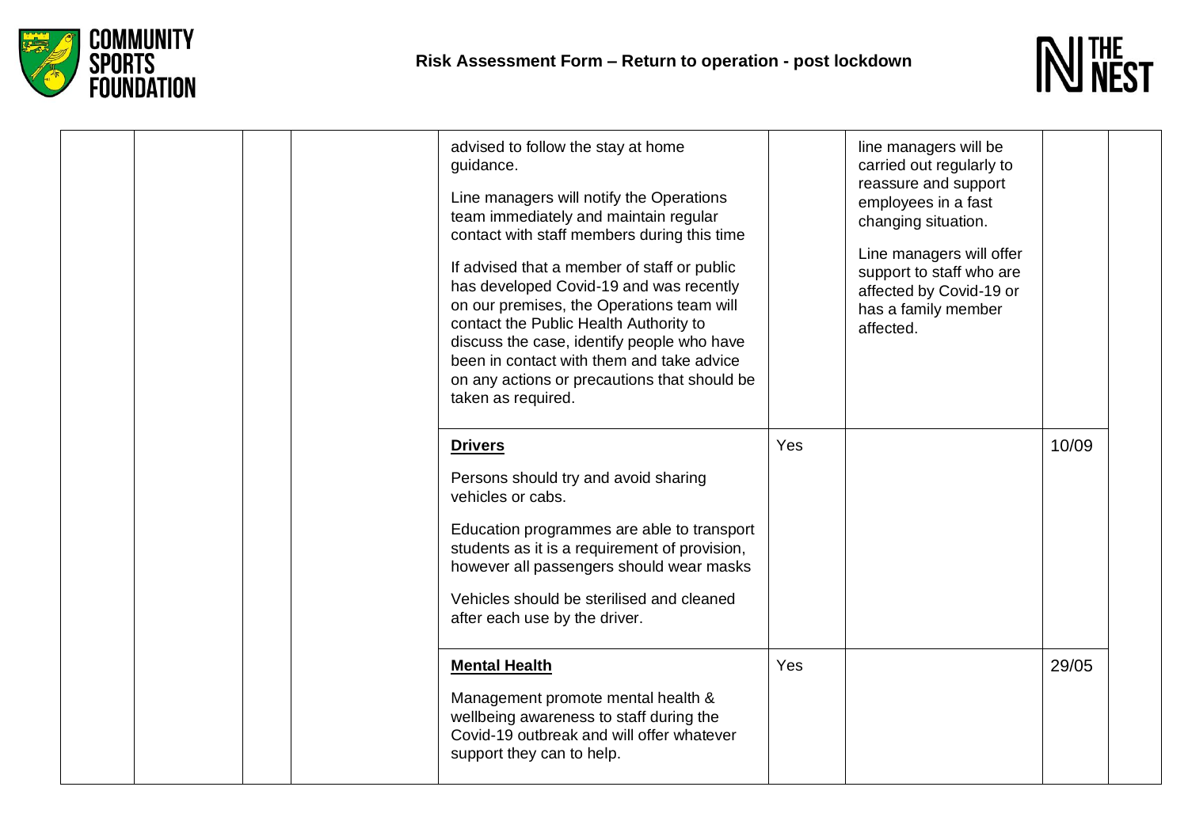| | | | | | | | | |
|---|---|---|---|---|---|---|---|---|
| | | | | advised to follow the stay at home guidance.<br><br>Line managers will notify the Operations team immediately and maintain regular contact with staff members during this time<br><br>If advised that a member of staff or public has developed Covid-19 and was recently on our premises, the Operations team will contact the Public Health Authority to discuss the case, identify people who have been in contact with them and take advice on any actions or precautions that should be taken as required. | | line managers will be carried out regularly to reassure and support employees in a fast changing situation.<br><br>Line managers will offer support to staff who are affected by Covid-19 or has a family member affected. | | |
| | | | | **Drivers**<br><br>Persons should try and avoid sharing vehicles or cabs.<br><br>Education programmes are able to transport students as it is a requirement of provision, however all passengers should wear masks<br><br>Vehicles should be sterilised and cleaned after each use by the driver. | Yes | | 10/09 | |
| | | | | **Mental Health**<br><br>Management promote mental health & wellbeing awareness to staff during the Covid-19 outbreak and will offer whatever support they can to help. | Yes | | 29/05 | |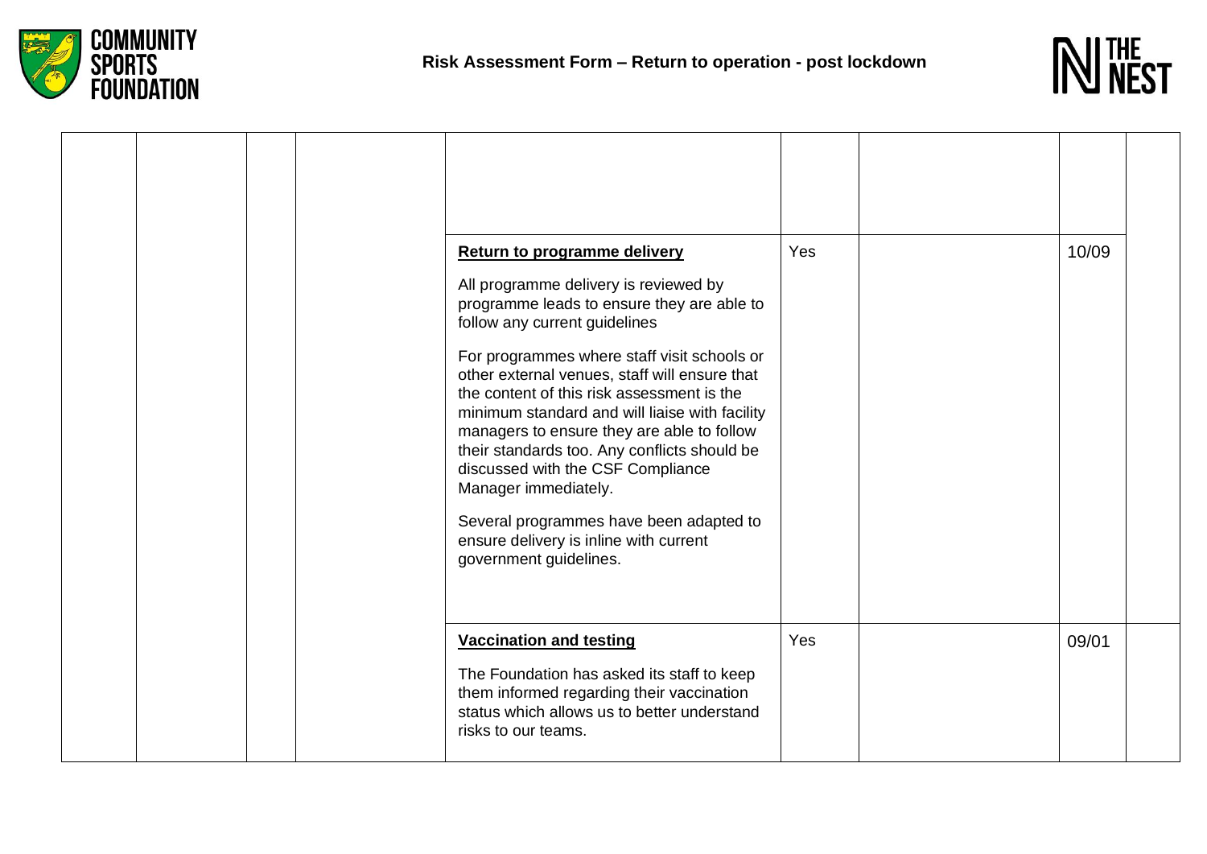| | | | | | | | | |
|---|---|---|---|---|---|---|---|---|
| | | | | | | | | |
| | | | | **Return to programme delivery**<br><br>All programme delivery is reviewed by programme leads to ensure they are able to follow any current guidelines<br><br>For programmes where staff visit schools or other external venues, staff will ensure that the content of this risk assessment is the minimum standard and will liaise with facility managers to ensure they are able to follow their standards too. Any conflicts should be discussed with the CSF Compliance Manager immediately.<br><br>Several programmes have been adapted to ensure delivery is inline with current government guidelines. | Yes | | 10/09 | |
| | | | | **Vaccination and testing**<br><br>The Foundation has asked its staff to keep them informed regarding their vaccination status which allows us to better understand risks to our teams. | Yes | | 09/01 | |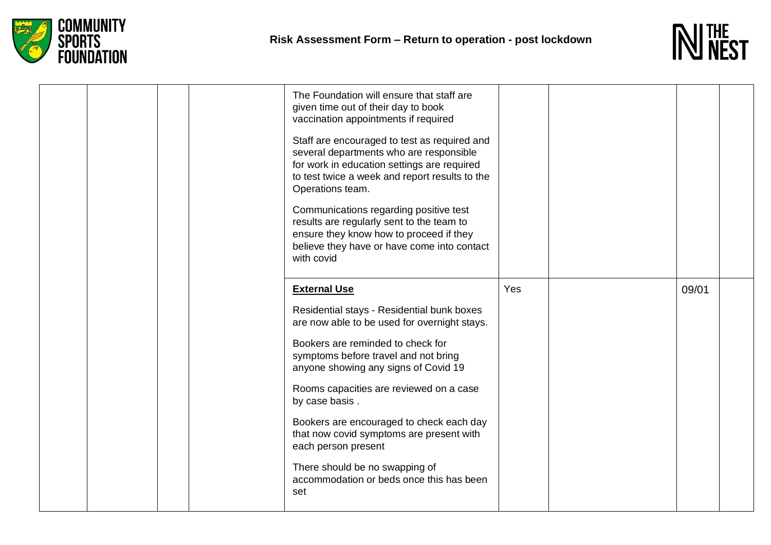| | | | | | | | | |
|---|---|---|---|---|---|---|---|---|
| | | | | The Foundation will ensure that staff are given time out of their day to book vaccination appointments if required<br><br>Staff are encouraged to test as required and several departments who are responsible for work in education settings are required to test twice a week and report results to the Operations team.<br><br>Communications regarding positive test results are regularly sent to the team to ensure they know how to proceed if they believe they have or have come into contact with covid | | | | |
| | | | | **External Use**<br><br>Residential stays - Residential bunk boxes are now able to be used for overnight stays.<br><br>Bookers are reminded to check for symptoms before travel and not bring anyone showing any signs of Covid 19<br><br>Rooms capacities are reviewed on a case by case basis .<br><br>Bookers are encouraged to check each day that now covid symptoms are present with each person present<br><br>There should be no swapping of accommodation or beds once this has been set | Yes | | 09/01 | |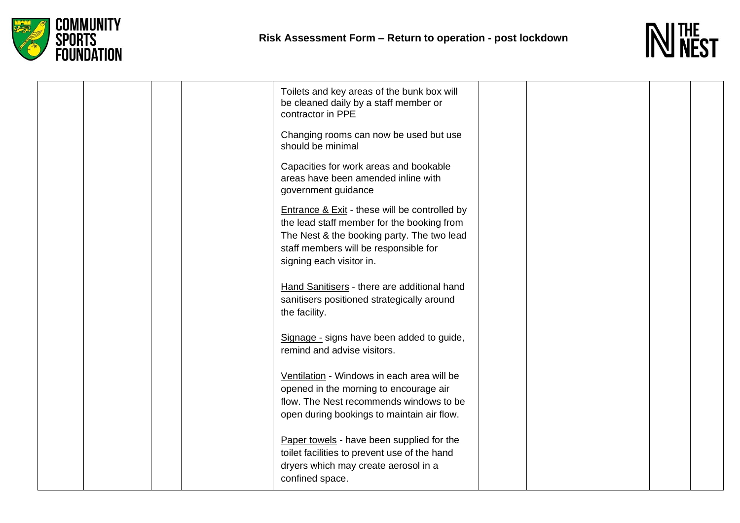| | | | | | | | | |
|---|---|---|---|---|---|---|---|---|
| | | | | Toilets and key areas of the bunk box will be cleaned daily by a staff member or contractor in PPE<br><br>Changing rooms can now be used but use should be minimal<br><br>Capacities for work areas and bookable areas have been amended inline with government guidance<br><br><u>Entrance & Exit</u> - these will be controlled by the lead staff member for the booking from The Nest & the booking party. The two lead staff members will be responsible for signing each visitor in.<br><br><u>Hand Sanitisers</u> - there are additional hand sanitisers positioned strategically around the facility.<br><br><u>Signage -</u> signs have been added to guide, remind and advise visitors.<br><br><u>Ventilation</u> - Windows in each area will be opened in the morning to encourage air flow. The Nest recommends windows to be open during bookings to maintain air flow.<br><br><u>Paper towels</u> - have been supplied for the toilet facilities to prevent use of the hand dryers which may create aerosol in a confined space. | | | | |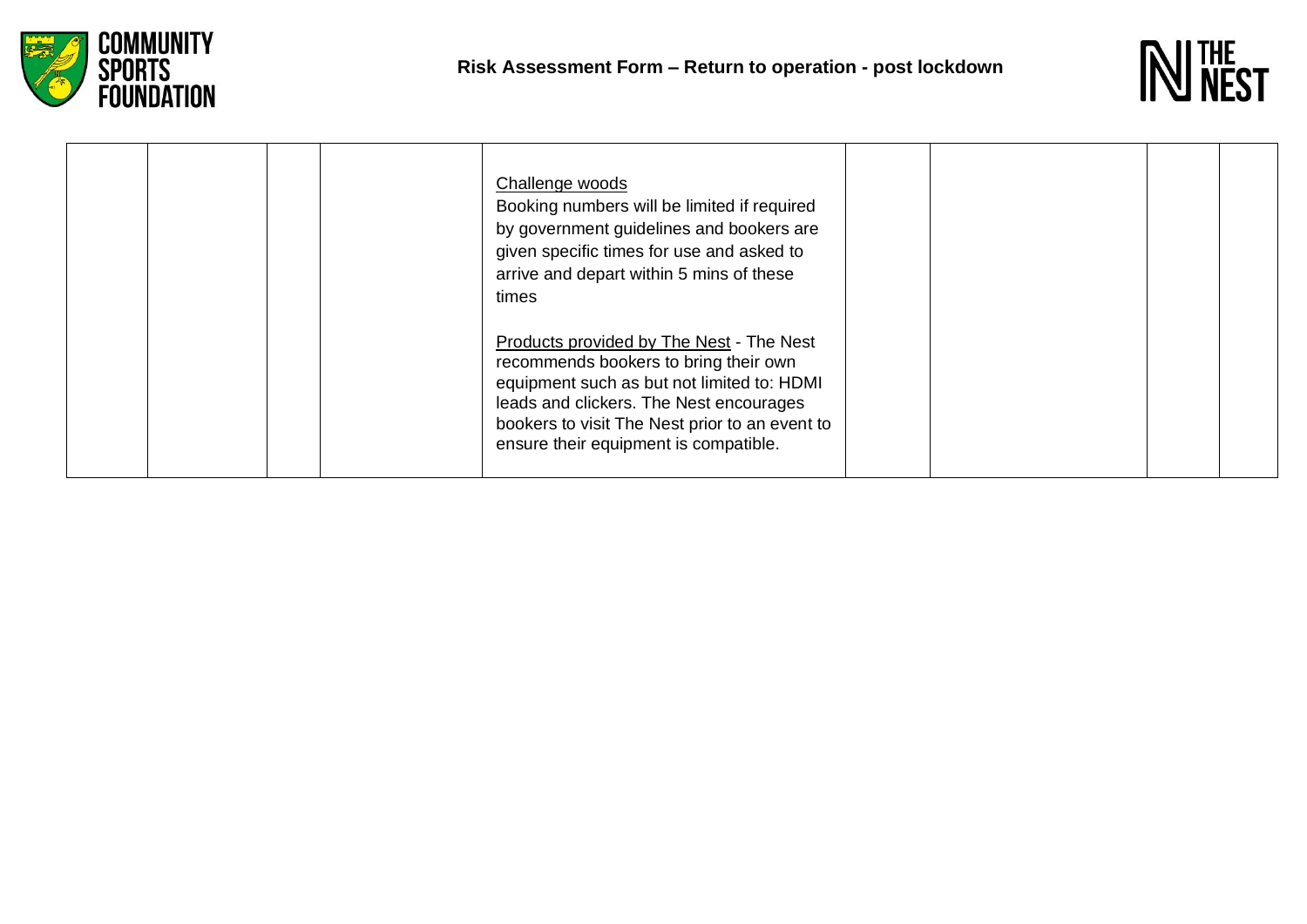| | | | | | | | | |
|---|---|---|---|---|---|---|---|---|
| | | | | Challenge woods<br>Booking numbers will be limited if required by government guidelines and bookers are given specific times for use and asked to arrive and depart within 5 mins of these times<br><br>Products provided by The Nest - The Nest recommends bookers to bring their own equipment such as but not limited to: HDMI leads and clickers. The Nest encourages bookers to visit The Nest prior to an event to ensure their equipment is compatible. | | | | |